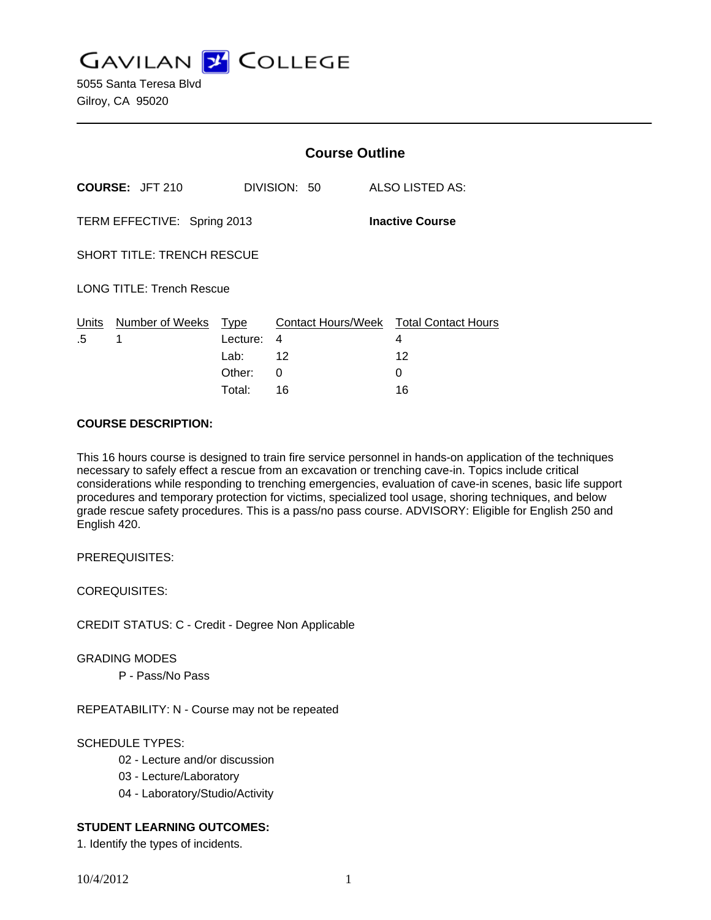# GAVILAN COLLEGE

5055 Santa Teresa Blvd
Gilroy, CA 95020

## Course Outline

**COURSE:** JFT 210 DIVISION: 50 ALSO LISTED AS:

TERM EFFECTIVE: Spring 2013 **Inactive Course**

SHORT TITLE: TRENCH RESCUE

LONG TITLE: Trench Rescue

| Units | Number of Weeks | Type | Contact Hours/Week | Total Contact Hours |
|---|---|---|---|---|
| .5 | 1 | Lecture: | 4 | 4 |
| | | Lab: | 12 | 12 |
| | | Other: | 0 | 0 |
| | | Total: | 16 | 16 |

**COURSE DESCRIPTION:**

This 16 hours course is designed to train fire service personnel in hands-on application of the techniques necessary to safely effect a rescue from an excavation or trenching cave-in. Topics include critical considerations while responding to trenching emergencies, evaluation of cave-in scenes, basic life support procedures and temporary protection for victims, specialized tool usage, shoring techniques, and below grade rescue safety procedures. This is a pass/no pass course. ADVISORY: Eligible for English 250 and English 420.

PREREQUISITES:

COREQUISITES:

CREDIT STATUS: C - Credit - Degree Non Applicable

GRADING MODES

P - Pass/No Pass

REPEATABILITY: N - Course may not be repeated

SCHEDULE TYPES:

02 - Lecture and/or discussion
03 - Lecture/Laboratory
04 - Laboratory/Studio/Activity

**STUDENT LEARNING OUTCOMES:**

1. Identify the types of incidents.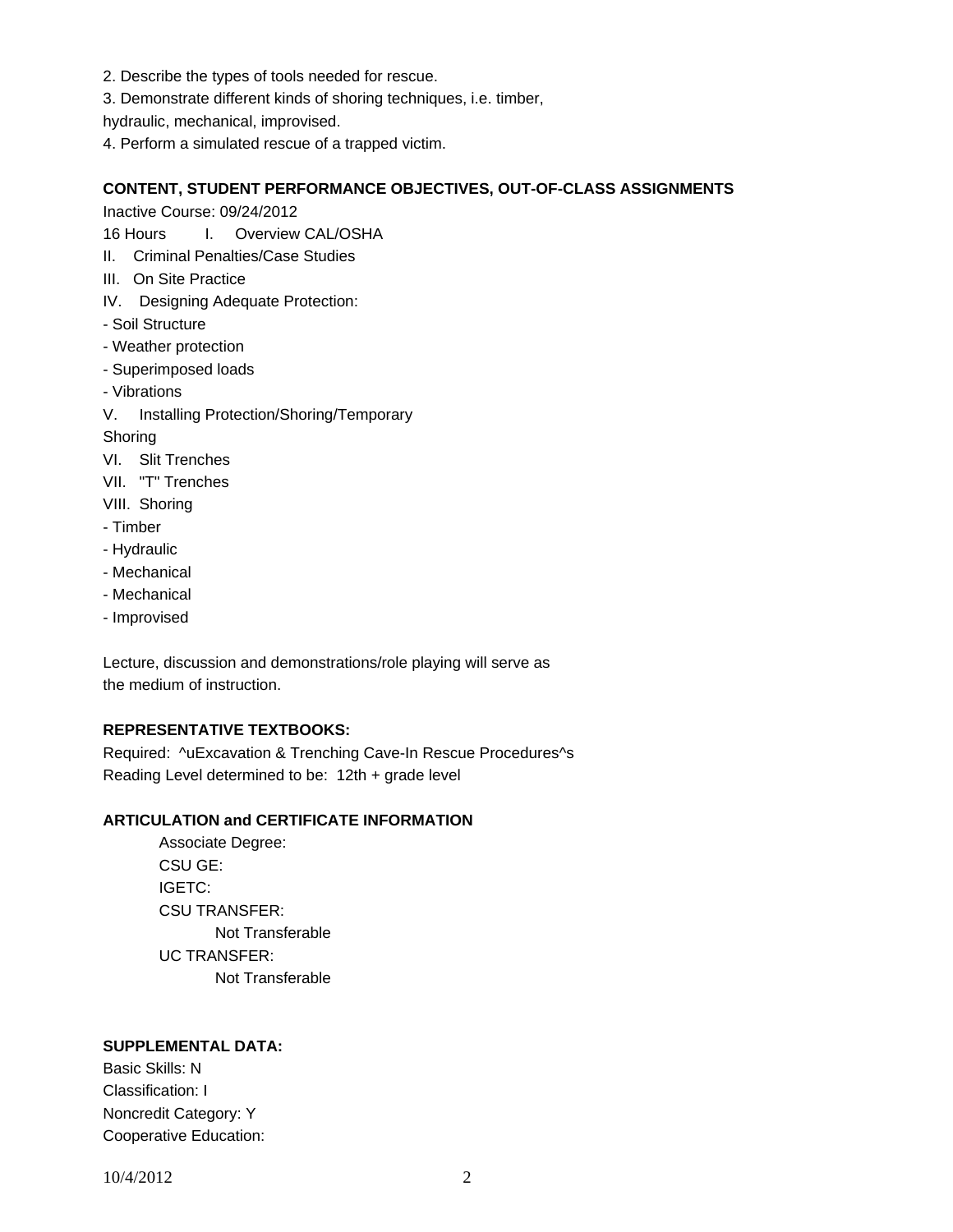2. Describe the types of tools needed for rescue.
3. Demonstrate different kinds of shoring techniques, i.e. timber, hydraulic, mechanical, improvised.
4. Perform a simulated rescue of a trapped victim.

**CONTENT, STUDENT PERFORMANCE OBJECTIVES, OUT-OF-CLASS ASSIGNMENTS**

Inactive Course: 09/24/2012

16 Hours I. Overview CAL/OSHA

II. Criminal Penalties/Case Studies

III. On Site Practice

IV. Designing Adequate Protection:

- Soil Structure
- Weather protection
- Superimposed loads
- Vibrations

V. Installing Protection/Shoring/Temporary Shoring

VI. Slit Trenches

VII. "T" Trenches

VIII. Shoring

- Timber
- Hydraulic
- Mechanical
- Mechanical
- Improvised

Lecture, discussion and demonstrations/role playing will serve as the medium of instruction.

**REPRESENTATIVE TEXTBOOKS:**

Required: ^uExcavation & Trenching Cave-In Rescue Procedures^s
Reading Level determined to be: 12th + grade level

**ARTICULATION and CERTIFICATE INFORMATION**

Associate Degree:
CSU GE:
IGETC:
CSU TRANSFER:
Not Transferable
UC TRANSFER:
Not Transferable

**SUPPLEMENTAL DATA:**

Basic Skills: N
Classification: I
Noncredit Category: Y
Cooperative Education: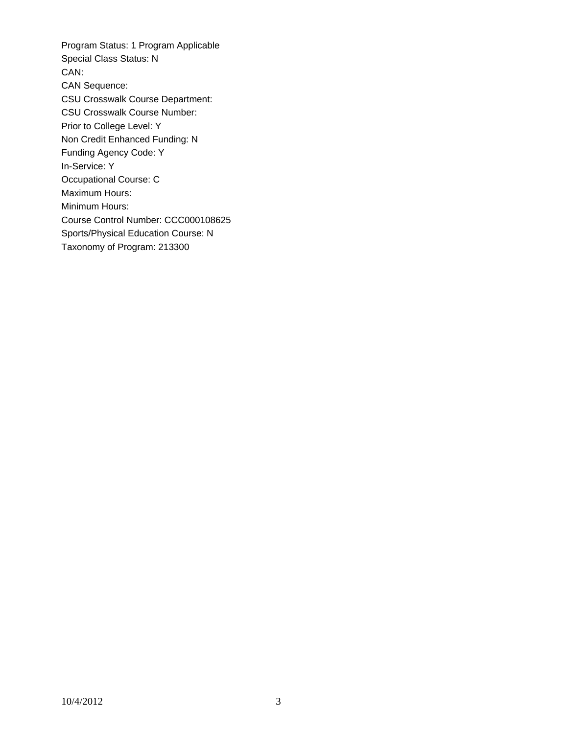Program Status: 1 Program Applicable
Special Class Status: N
CAN:
CAN Sequence:
CSU Crosswalk Course Department:
CSU Crosswalk Course Number:
Prior to College Level: Y
Non Credit Enhanced Funding: N
Funding Agency Code: Y
In-Service: Y
Occupational Course: C
Maximum Hours:
Minimum Hours:
Course Control Number: CCC000108625
Sports/Physical Education Course: N
Taxonomy of Program: 213300